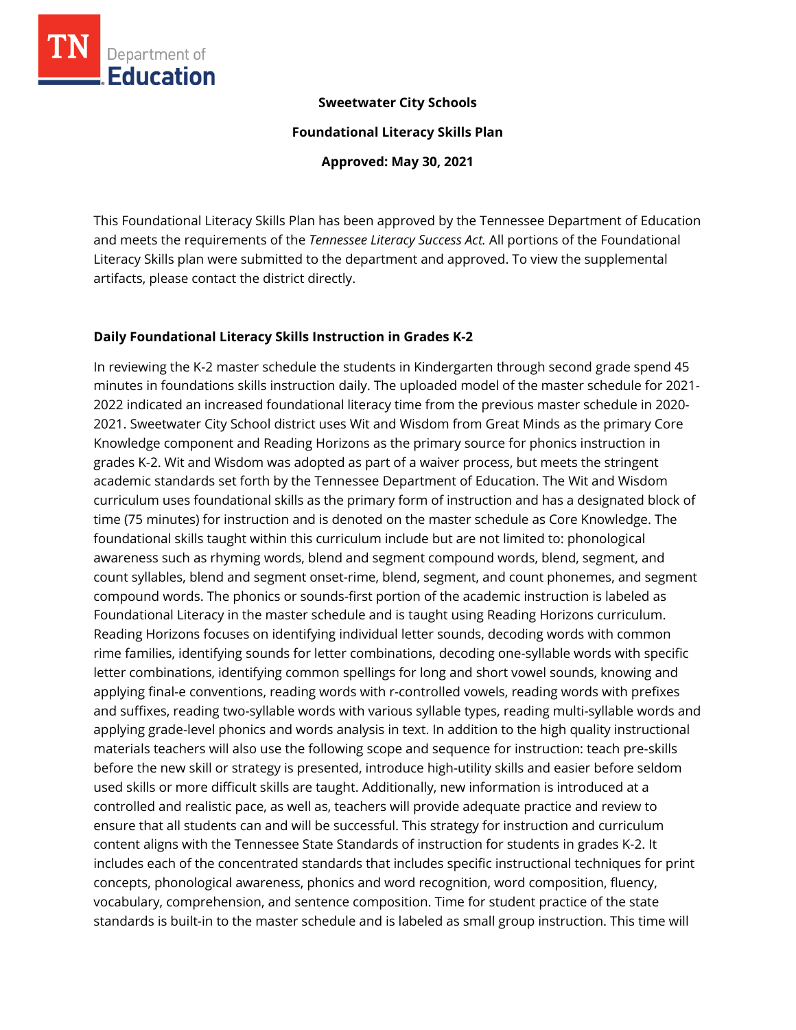**Sweetwater City Schools**

**Foundational Literacy Skills Plan**

**Approved: May 30, 2021**

This Foundational Literacy Skills Plan has been approved by the Tennessee Department of Education and meets the requirements of the *Tennessee Literacy Success Act.* All portions of the Foundational Literacy Skills plan were submitted to the department and approved. To view the supplemental artifacts, please contact the district directly.

## Daily Foundational Literacy Skills Instruction in Grades K-2

In reviewing the K-2 master schedule the students in Kindergarten through second grade spend 45 minutes in foundations skills instruction daily. The uploaded model of the master schedule for 2021-2022 indicated an increased foundational literacy time from the previous master schedule in 2020-2021. Sweetwater City School district uses Wit and Wisdom from Great Minds as the primary Core Knowledge component and Reading Horizons as the primary source for phonics instruction in grades K-2. Wit and Wisdom was adopted as part of a waiver process, but meets the stringent academic standards set forth by the Tennessee Department of Education. The Wit and Wisdom curriculum uses foundational skills as the primary form of instruction and has a designated block of time (75 minutes) for instruction and is denoted on the master schedule as Core Knowledge. The foundational skills taught within this curriculum include but are not limited to: phonological awareness such as rhyming words, blend and segment compound words, blend, segment, and count syllables, blend and segment onset-rime, blend, segment, and count phonemes, and segment compound words. The phonics or sounds-first portion of the academic instruction is labeled as Foundational Literacy in the master schedule and is taught using Reading Horizons curriculum. Reading Horizons focuses on identifying individual letter sounds, decoding words with common rime families, identifying sounds for letter combinations, decoding one-syllable words with specific letter combinations, identifying common spellings for long and short vowel sounds, knowing and applying final-e conventions, reading words with r-controlled vowels, reading words with prefixes and suffixes, reading two-syllable words with various syllable types, reading multi-syllable words and applying grade-level phonics and words analysis in text. In addition to the high quality instructional materials teachers will also use the following scope and sequence for instruction: teach pre-skills before the new skill or strategy is presented, introduce high-utility skills and easier before seldom used skills or more difficult skills are taught. Additionally, new information is introduced at a controlled and realistic pace, as well as, teachers will provide adequate practice and review to ensure that all students can and will be successful. This strategy for instruction and curriculum content aligns with the Tennessee State Standards of instruction for students in grades K-2. It includes each of the concentrated standards that includes specific instructional techniques for print concepts, phonological awareness, phonics and word recognition, word composition, fluency, vocabulary, comprehension, and sentence composition. Time for student practice of the state standards is built-in to the master schedule and is labeled as small group instruction. This time will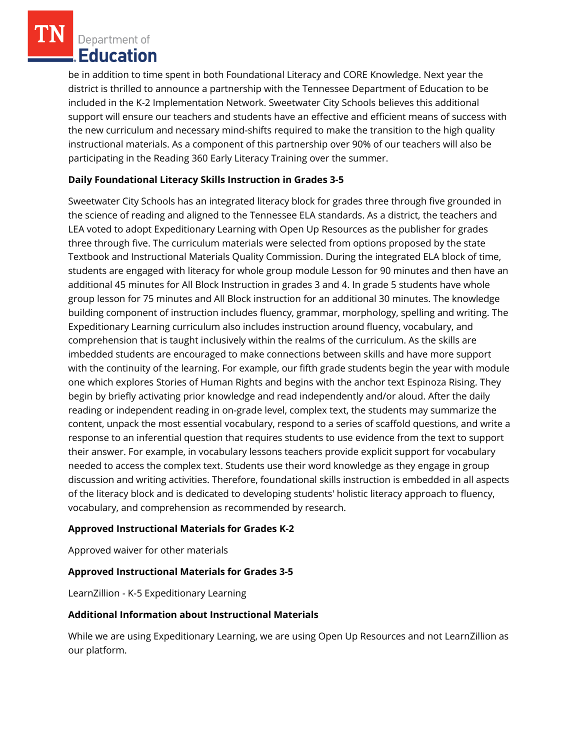be in addition to time spent in both Foundational Literacy and CORE Knowledge. Next year the district is thrilled to announce a partnership with the Tennessee Department of Education to be included in the K-2 Implementation Network. Sweetwater City Schools believes this additional support will ensure our teachers and students have an effective and efficient means of success with the new curriculum and necessary mind-shifts required to make the transition to the high quality instructional materials. As a component of this partnership over 90% of our teachers will also be participating in the Reading 360 Early Literacy Training over the summer.

**Daily Foundational Literacy Skills Instruction in Grades 3-5**

Sweetwater City Schools has an integrated literacy block for grades three through five grounded in the science of reading and aligned to the Tennessee ELA standards. As a district, the teachers and LEA voted to adopt Expeditionary Learning with Open Up Resources as the publisher for grades three through five. The curriculum materials were selected from options proposed by the state Textbook and Instructional Materials Quality Commission. During the integrated ELA block of time, students are engaged with literacy for whole group module Lesson for 90 minutes and then have an additional 45 minutes for All Block Instruction in grades 3 and 4. In grade 5 students have whole group lesson for 75 minutes and All Block instruction for an additional 30 minutes. The knowledge building component of instruction includes fluency, grammar, morphology, spelling and writing. The Expeditionary Learning curriculum also includes instruction around fluency, vocabulary, and comprehension that is taught inclusively within the realms of the curriculum. As the skills are imbedded students are encouraged to make connections between skills and have more support with the continuity of the learning. For example, our fifth grade students begin the year with module one which explores Stories of Human Rights and begins with the anchor text Espinoza Rising. They begin by briefly activating prior knowledge and read independently and/or aloud. After the daily reading or independent reading in on-grade level, complex text, the students may summarize the content, unpack the most essential vocabulary, respond to a series of scaffold questions, and write a response to an inferential question that requires students to use evidence from the text to support their answer. For example, in vocabulary lessons teachers provide explicit support for vocabulary needed to access the complex text. Students use their word knowledge as they engage in group discussion and writing activities. Therefore, foundational skills instruction is embedded in all aspects of the literacy block and is dedicated to developing students' holistic literacy approach to fluency, vocabulary, and comprehension as recommended by research.

**Approved Instructional Materials for Grades K-2**

Approved waiver for other materials

**Approved Instructional Materials for Grades 3-5**

LearnZillion - K-5 Expeditionary Learning

**Additional Information about Instructional Materials**

While we are using Expeditionary Learning, we are using Open Up Resources and not LearnZillion as our platform.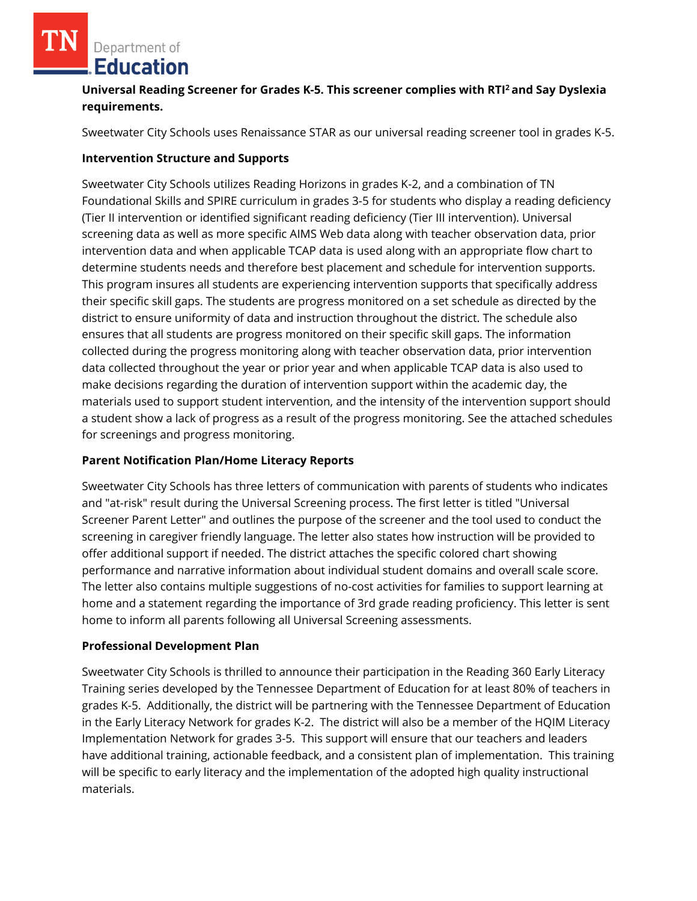**Universal Reading Screener for Grades K-5. This screener complies with RTI² and Say Dyslexia requirements.**

Sweetwater City Schools uses Renaissance STAR as our universal reading screener tool in grades K-5.

**Intervention Structure and Supports**

Sweetwater City Schools utilizes Reading Horizons in grades K-2, and a combination of TN Foundational Skills and SPIRE curriculum in grades 3-5 for students who display a reading deficiency (Tier II intervention or identified significant reading deficiency (Tier III intervention). Universal screening data as well as more specific AIMS Web data along with teacher observation data, prior intervention data and when applicable TCAP data is used along with an appropriate flow chart to determine students needs and therefore best placement and schedule for intervention supports. This program insures all students are experiencing intervention supports that specifically address their specific skill gaps. The students are progress monitored on a set schedule as directed by the district to ensure uniformity of data and instruction throughout the district. The schedule also ensures that all students are progress monitored on their specific skill gaps. The information collected during the progress monitoring along with teacher observation data, prior intervention data collected throughout the year or prior year and when applicable TCAP data is also used to make decisions regarding the duration of intervention support within the academic day, the materials used to support student intervention, and the intensity of the intervention support should a student show a lack of progress as a result of the progress monitoring. See the attached schedules for screenings and progress monitoring.

**Parent Notification Plan/Home Literacy Reports**

Sweetwater City Schools has three letters of communication with parents of students who indicates and "at-risk" result during the Universal Screening process. The first letter is titled "Universal Screener Parent Letter" and outlines the purpose of the screener and the tool used to conduct the screening in caregiver friendly language. The letter also states how instruction will be provided to offer additional support if needed. The district attaches the specific colored chart showing performance and narrative information about individual student domains and overall scale score. The letter also contains multiple suggestions of no-cost activities for families to support learning at home and a statement regarding the importance of 3rd grade reading proficiency. This letter is sent home to inform all parents following all Universal Screening assessments.

**Professional Development Plan**

Sweetwater City Schools is thrilled to announce their participation in the Reading 360 Early Literacy Training series developed by the Tennessee Department of Education for at least 80% of teachers in grades K-5. Additionally, the district will be partnering with the Tennessee Department of Education in the Early Literacy Network for grades K-2. The district will also be a member of the HQIM Literacy Implementation Network for grades 3-5. This support will ensure that our teachers and leaders have additional training, actionable feedback, and a consistent plan of implementation. This training will be specific to early literacy and the implementation of the adopted high quality instructional materials.